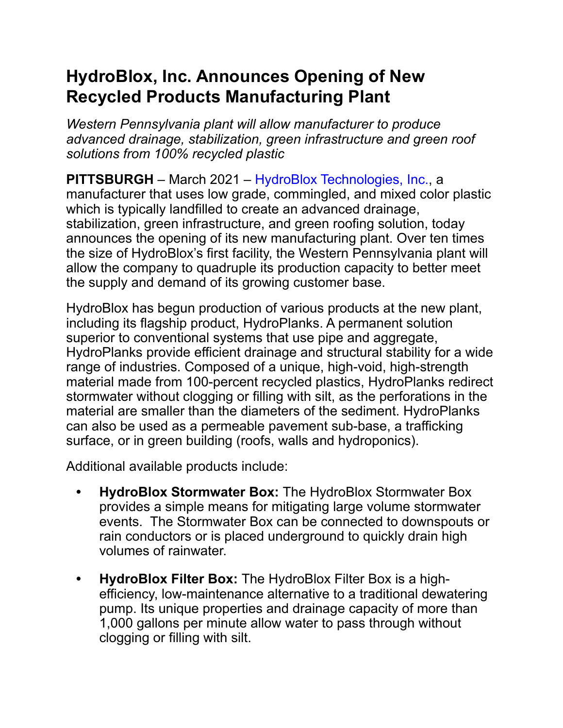# HydroBlox, Inc. Announces Opening of New Recycled Products Manufacturing Plant

*Western Pennsylvania plant will allow manufacturer to produce advanced drainage, stabilization, green infrastructure and green roof solutions from 100% recycled plastic*

**PITTSBURGH** – March 2021 – HydroBlox Technologies, Inc., a manufacturer that uses low grade, commingled, and mixed color plastic which is typically landfilled to create an advanced drainage, stabilization, green infrastructure, and green roofing solution, today announces the opening of its new manufacturing plant. Over ten times the size of HydroBlox's first facility, the Western Pennsylvania plant will allow the company to quadruple its production capacity to better meet the supply and demand of its growing customer base.

HydroBlox has begun production of various products at the new plant, including its flagship product, HydroPlanks. A permanent solution superior to conventional systems that use pipe and aggregate, HydroPlanks provide efficient drainage and structural stability for a wide range of industries. Composed of a unique, high-void, high-strength material made from 100-percent recycled plastics, HydroPlanks redirect stormwater without clogging or filling with silt, as the perforations in the material are smaller than the diameters of the sediment. HydroPlanks can also be used as a permeable pavement sub-base, a trafficking surface, or in green building (roofs, walls and hydroponics).

Additional available products include:

- **HydroBlox Stormwater Box:** The HydroBlox Stormwater Box provides a simple means for mitigating large volume stormwater events. The Stormwater Box can be connected to downspouts or rain conductors or is placed underground to quickly drain high volumes of rainwater.

- **HydroBlox Filter Box:** The HydroBlox Filter Box is a high-efficiency, low-maintenance alternative to a traditional dewatering pump. Its unique properties and drainage capacity of more than 1,000 gallons per minute allow water to pass through without clogging or filling with silt.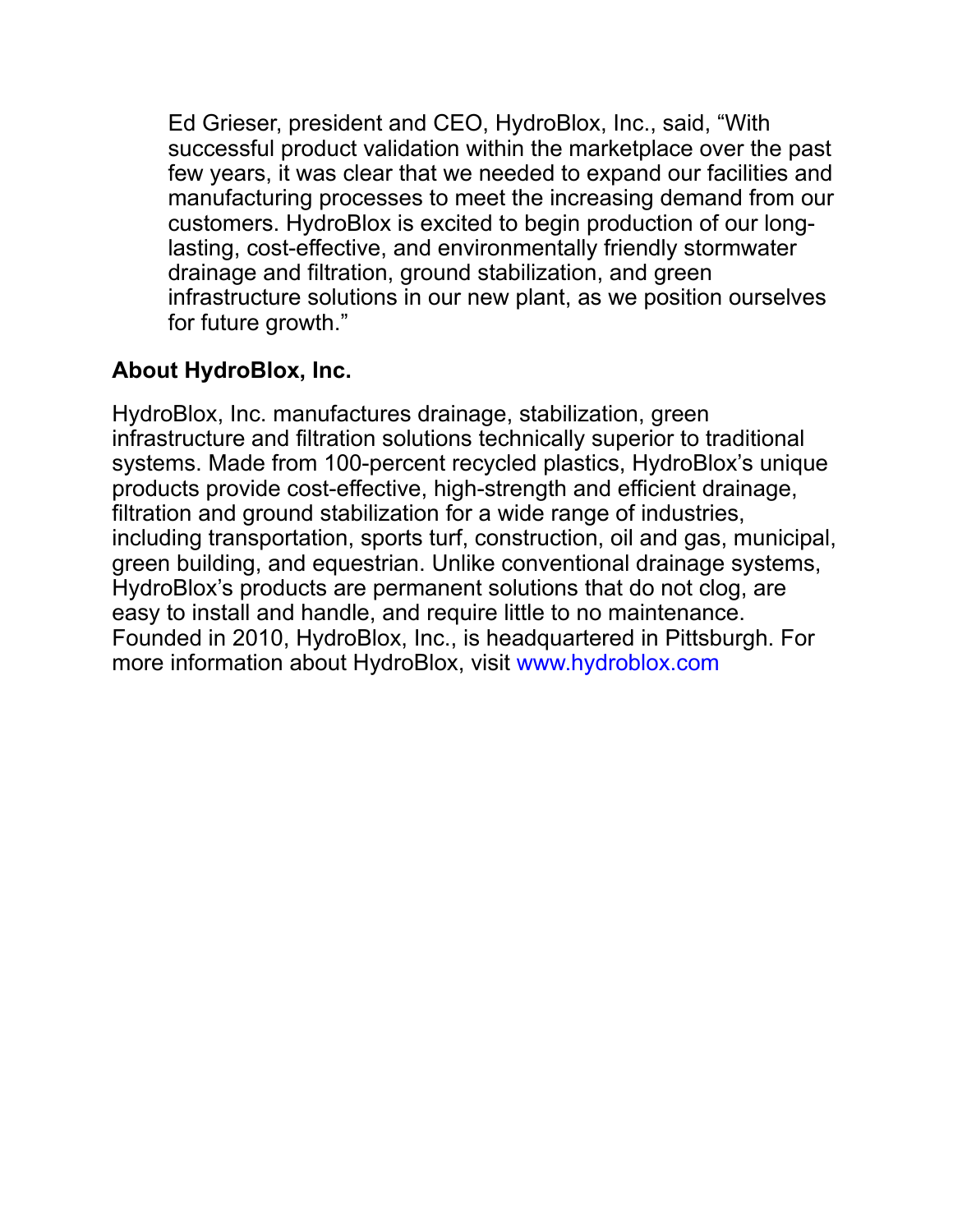> Ed Grieser, president and CEO, HydroBlox, Inc., said, "With successful product validation within the marketplace over the past few years, it was clear that we needed to expand our facilities and manufacturing processes to meet the increasing demand from our customers. HydroBlox is excited to begin production of our long-lasting, cost-effective, and environmentally friendly stormwater drainage and filtration, ground stabilization, and green infrastructure solutions in our new plant, as we position ourselves for future growth."

**About HydroBlox, Inc.**

HydroBlox, Inc. manufactures drainage, stabilization, green infrastructure and filtration solutions technically superior to traditional systems. Made from 100-percent recycled plastics, HydroBlox's unique products provide cost-effective, high-strength and efficient drainage, filtration and ground stabilization for a wide range of industries, including transportation, sports turf, construction, oil and gas, municipal, green building, and equestrian. Unlike conventional drainage systems, HydroBlox's products are permanent solutions that do not clog, are easy to install and handle, and require little to no maintenance. Founded in 2010, HydroBlox, Inc., is headquartered in Pittsburgh. For more information about HydroBlox, visit www.hydroblox.com